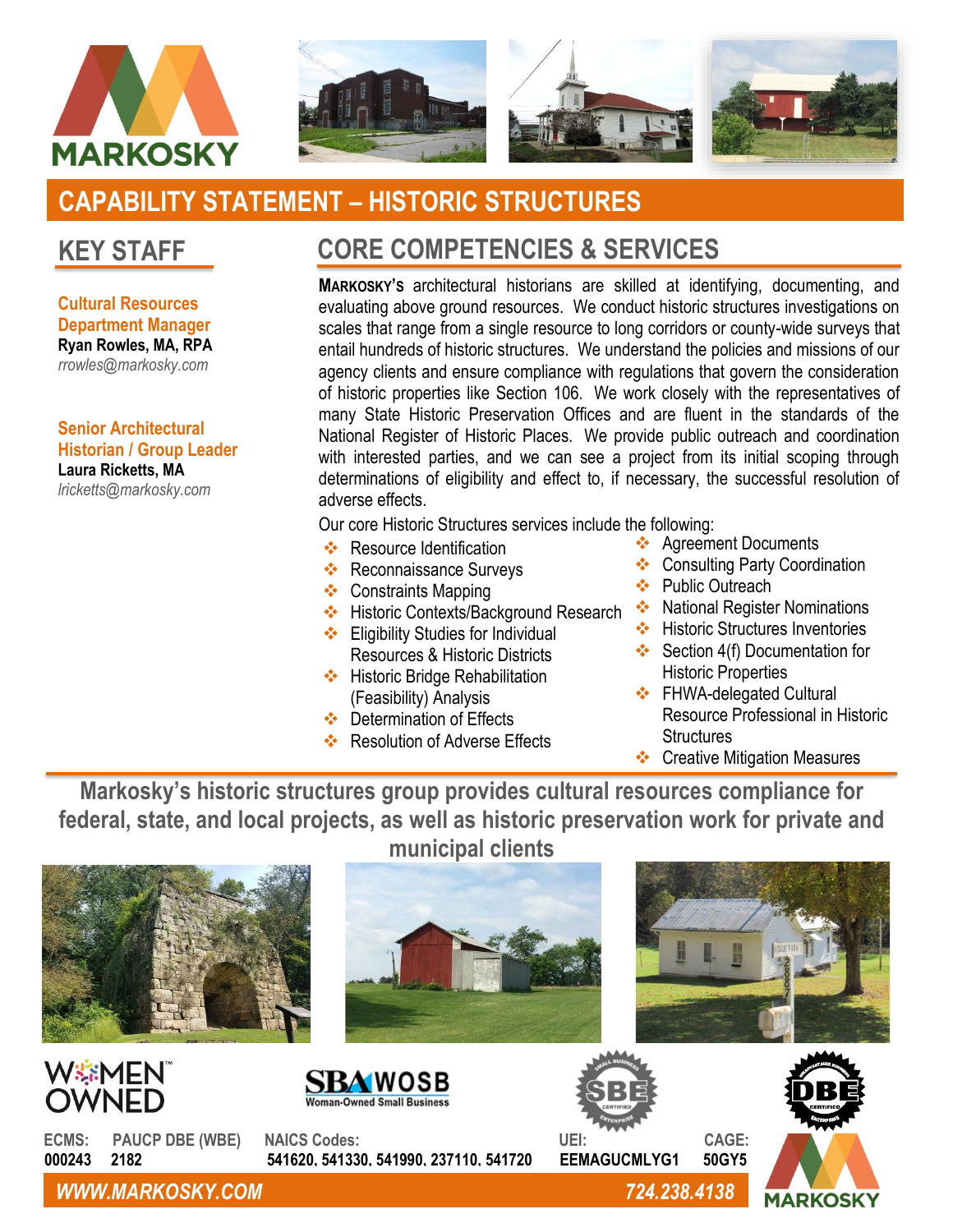# CAPABILITY STATEMENT – HISTORIC STRUCTURES

## KEY STAFF

**Cultural Resources Department Manager**
**Ryan Rowles, MA, RPA**
*rrowles@markosky.com*

**Senior Architectural Historian / Group Leader**
**Laura Ricketts, MA**
*lricketts@markosky.com*

## CORE COMPETENCIES & SERVICES

**MARKOSKY'S** architectural historians are skilled at identifying, documenting, and evaluating above ground resources. We conduct historic structures investigations on scales that range from a single resource to long corridors or county-wide surveys that entail hundreds of historic structures. We understand the policies and missions of our agency clients and ensure compliance with regulations that govern the consideration of historic properties like Section 106. We work closely with the representatives of many State Historic Preservation Offices and are fluent in the standards of the National Register of Historic Places. We provide public outreach and coordination with interested parties, and we can see a project from its initial scoping through determinations of eligibility and effect to, if necessary, the successful resolution of adverse effects.

Our core Historic Structures services include the following:

- Resource Identification
- Reconnaissance Surveys
- Constraints Mapping
- Historic Contexts/Background Research
- Eligibility Studies for Individual Resources & Historic Districts
- Historic Bridge Rehabilitation (Feasibility) Analysis
- Determination of Effects
- Resolution of Adverse Effects
- Agreement Documents
- Consulting Party Coordination
- Public Outreach
- National Register Nominations
- Historic Structures Inventories
- Section 4(f) Documentation for Historic Properties
- FHWA-delegated Cultural Resource Professional in Historic Structures
- Creative Mitigation Measures

**Markosky's historic structures group provides cultural resources compliance for federal, state, and local projects, as well as historic preservation work for private and municipal clients**

WOMEN OWNED

SBA WOSB Woman-Owned Small Business

| ECMS: | PAUCP DBE (WBE) | NAICS Codes: | UEI: | CAGE: |
|---|---|---|---|---|
| 000243 | 2182 | 541620, 541330, 541990, 237110, 541720 | EEMAGUCMLYG1 | 50GY5 |

***WWW.MARKOSKY.COM*** ***724.238.4138***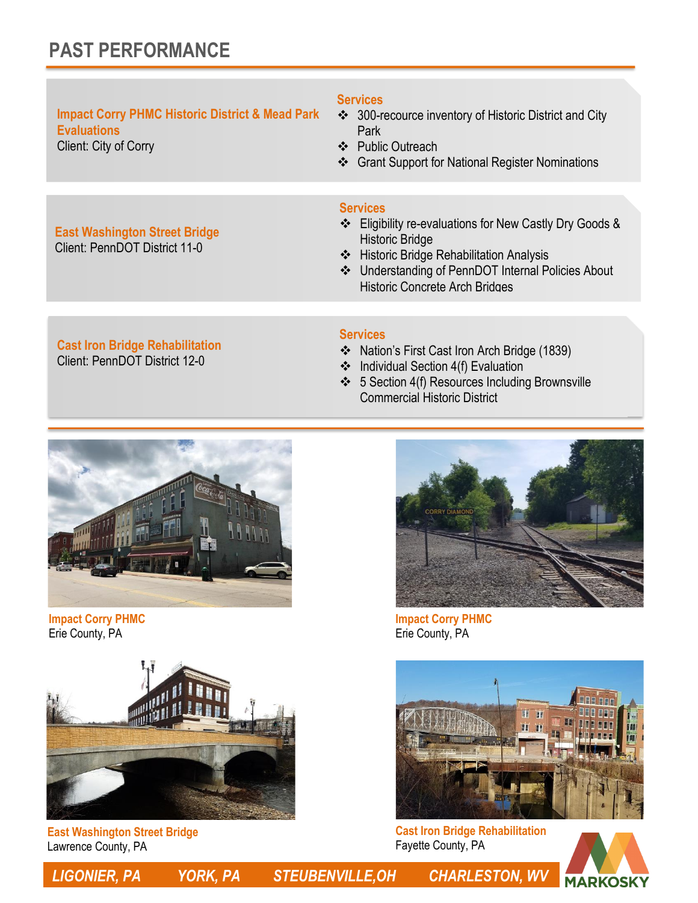## PAST PERFORMANCE

**Impact Corry PHMC Historic District & Mead Park Evaluations**
Client: City of Corry

**Services**
- 300-recource inventory of Historic District and City Park
- Public Outreach
- Grant Support for National Register Nominations

**East Washington Street Bridge**
Client: PennDOT District 11-0

**Services**
- Eligibility re-evaluations for New Castly Dry Goods & Historic Bridge
- Historic Bridge Rehabilitation Analysis
- Understanding of PennDOT Internal Policies About Historic Concrete Arch Bridges

**Cast Iron Bridge Rehabilitation**
Client: PennDOT District 12-0

**Services**
- Nation's First Cast Iron Arch Bridge (1839)
- Individual Section 4(f) Evaluation
- 5 Section 4(f) Resources Including Brownsville Commercial Historic District

**Impact Corry PHMC**
Erie County, PA

**Impact Corry PHMC**
Erie County, PA

**East Washington Street Bridge**
Lawrence County, PA

**Cast Iron Bridge Rehabilitation**
Fayette County, PA

LIGONIER, PA YORK, PA STEUBENVILLE,OH CHARLESTON, WV

MARKOSKY